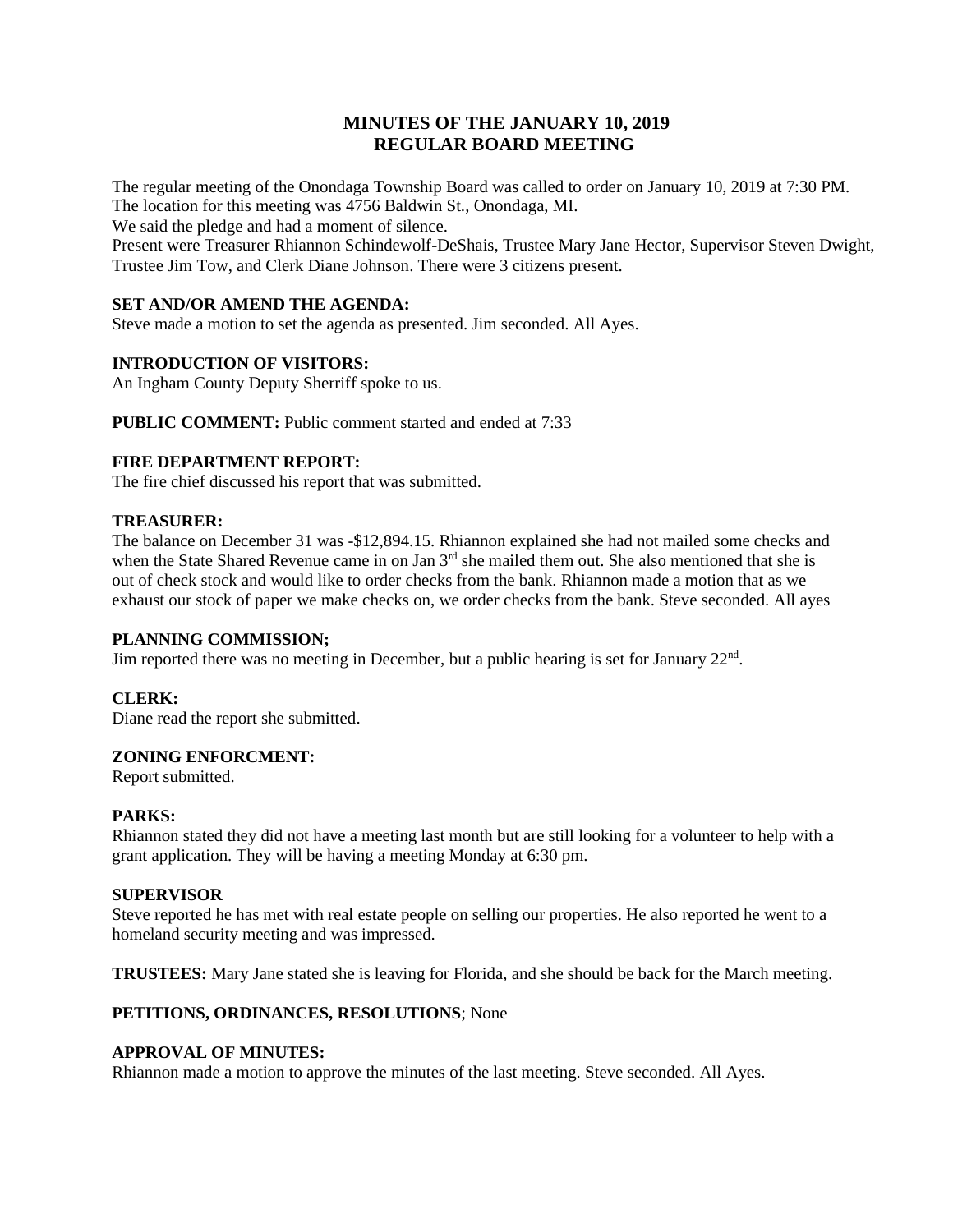# MINUTES OF THE JANUARY 10, 2019
# REGULAR BOARD MEETING

The regular meeting of the Onondaga Township Board was called to order on January 10, 2019 at 7:30 PM.
The location for this meeting was 4756 Baldwin St., Onondaga, MI.
We said the pledge and had a moment of silence.
Present were Treasurer Rhiannon Schindewolf-DeShais, Trustee Mary Jane Hector, Supervisor Steven Dwight, Trustee Jim Tow, and Clerk Diane Johnson. There were 3 citizens present.

**SET AND/OR AMEND THE AGENDA:**
Steve made a motion to set the agenda as presented. Jim seconded. All Ayes.

**INTRODUCTION OF VISITORS:**
An Ingham County Deputy Sherriff spoke to us.

**PUBLIC COMMENT:** Public comment started and ended at 7:33

**FIRE DEPARTMENT REPORT:**
The fire chief discussed his report that was submitted.

**TREASURER:**
The balance on December 31 was -$12,894.15. Rhiannon explained she had not mailed some checks and when the State Shared Revenue came in on Jan 3rd she mailed them out. She also mentioned that she is out of check stock and would like to order checks from the bank. Rhiannon made a motion that as we exhaust our stock of paper we make checks on, we order checks from the bank. Steve seconded. All ayes

**PLANNING COMMISSION;**
Jim reported there was no meeting in December, but a public hearing is set for January 22nd.

**CLERK:**
Diane read the report she submitted.

**ZONING ENFORCMENT:**
Report submitted.

**PARKS:**
Rhiannon stated they did not have a meeting last month but are still looking for a volunteer to help with a grant application. They will be having a meeting Monday at 6:30 pm.

**SUPERVISOR**
Steve reported he has met with real estate people on selling our properties. He also reported he went to a homeland security meeting and was impressed.

**TRUSTEES:** Mary Jane stated she is leaving for Florida, and she should be back for the March meeting.

**PETITIONS, ORDINANCES, RESOLUTIONS**; None

**APPROVAL OF MINUTES:**
Rhiannon made a motion to approve the minutes of the last meeting. Steve seconded. All Ayes.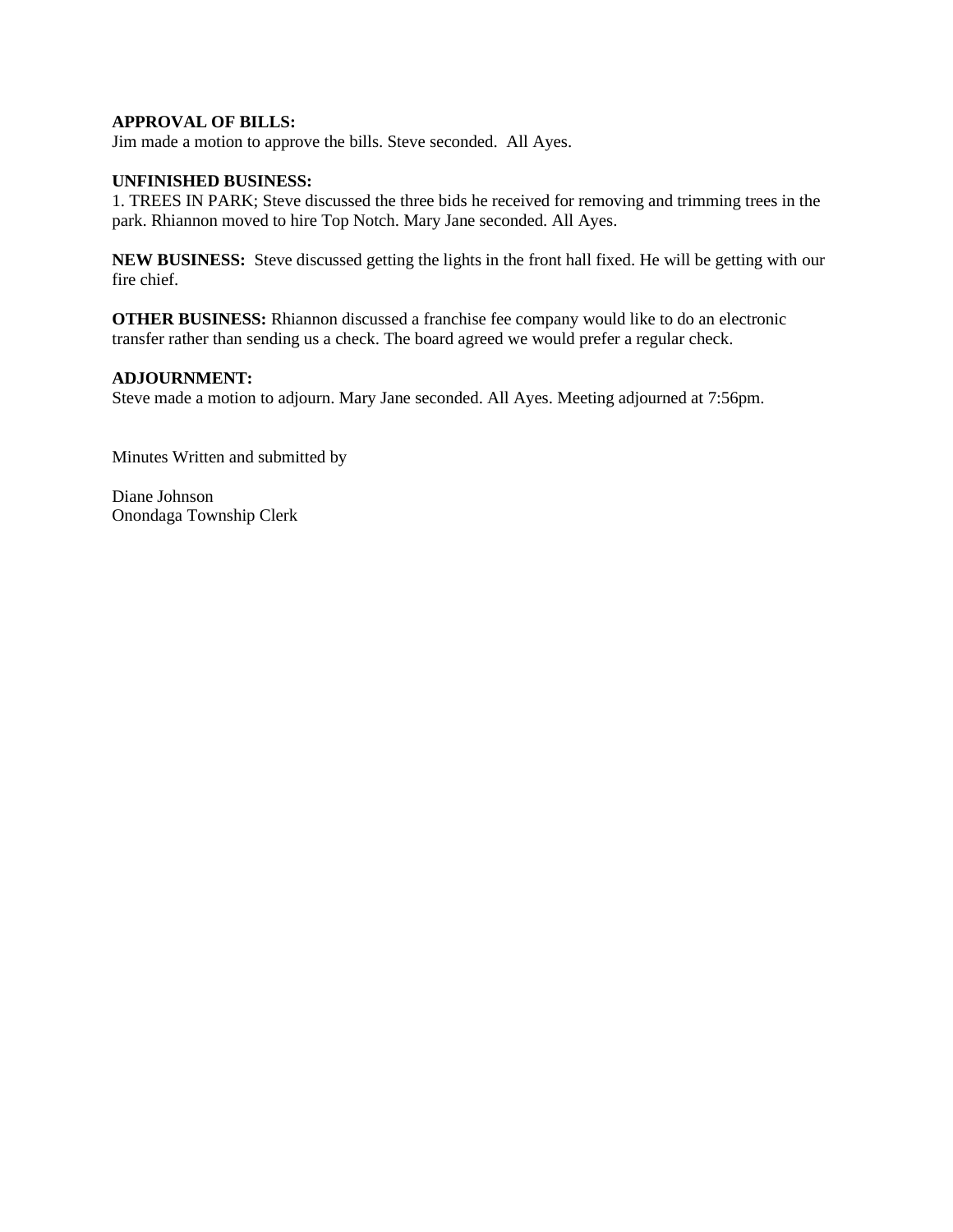**APPROVAL OF BILLS:**
Jim made a motion to approve the bills. Steve seconded. All Ayes.

**UNFINISHED BUSINESS:**
1. TREES IN PARK; Steve discussed the three bids he received for removing and trimming trees in the park. Rhiannon moved to hire Top Notch. Mary Jane seconded. All Ayes.

**NEW BUSINESS:** Steve discussed getting the lights in the front hall fixed. He will be getting with our fire chief.

**OTHER BUSINESS:** Rhiannon discussed a franchise fee company would like to do an electronic transfer rather than sending us a check. The board agreed we would prefer a regular check.

**ADJOURNMENT:**
Steve made a motion to adjourn. Mary Jane seconded. All Ayes. Meeting adjourned at 7:56pm.

Minutes Written and submitted by

Diane Johnson
Onondaga Township Clerk